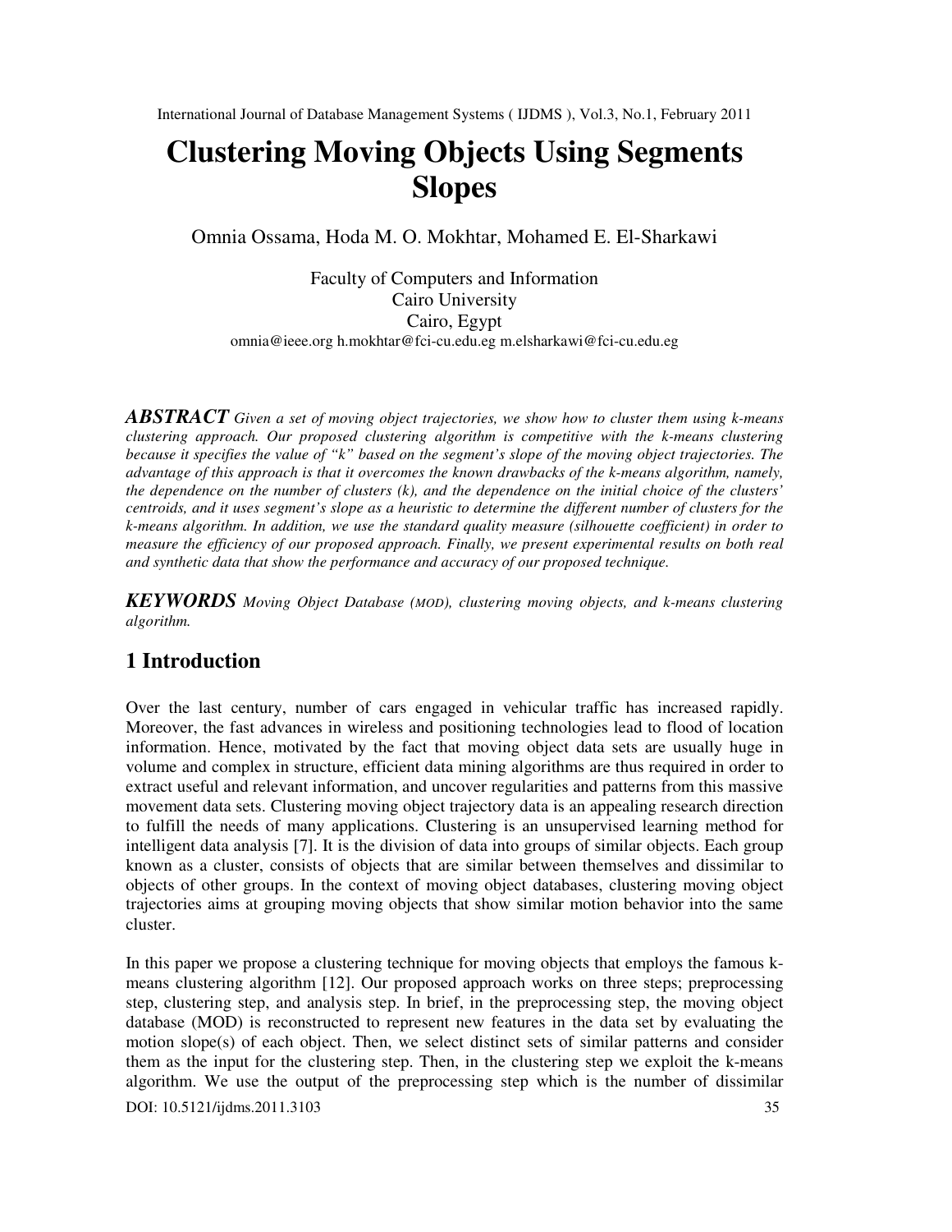# Clustering Moving Objects Using Segments Slopes

Omnia Ossama, Hoda M. O. Mokhtar, Mohamed E. El-Sharkawi

Faculty of Computers and Information
Cairo University
Cairo, Egypt
omnia@ieee.org h.mokhtar@fci-cu.edu.eg m.elsharkawi@fci-cu.edu.eg

***ABSTRACT*** *Given a set of moving object trajectories, we show how to cluster them using k-means clustering approach. Our proposed clustering algorithm is competitive with the k-means clustering because it specifies the value of "k" based on the segment's slope of the moving object trajectories. The advantage of this approach is that it overcomes the known drawbacks of the k-means algorithm, namely, the dependence on the number of clusters (k), and the dependence on the initial choice of the clusters' centroids, and it uses segment's slope as a heuristic to determine the different number of clusters for the k-means algorithm. In addition, we use the standard quality measure (silhouette coefficient) in order to measure the efficiency of our proposed approach. Finally, we present experimental results on both real and synthetic data that show the performance and accuracy of our proposed technique.*

***KEYWORDS*** *Moving Object Database (MOD), clustering moving objects, and k-means clustering algorithm.*

## 1 Introduction

Over the last century, number of cars engaged in vehicular traffic has increased rapidly. Moreover, the fast advances in wireless and positioning technologies lead to flood of location information. Hence, motivated by the fact that moving object data sets are usually huge in volume and complex in structure, efficient data mining algorithms are thus required in order to extract useful and relevant information, and uncover regularities and patterns from this massive movement data sets. Clustering moving object trajectory data is an appealing research direction to fulfill the needs of many applications. Clustering is an unsupervised learning method for intelligent data analysis [7]. It is the division of data into groups of similar objects. Each group known as a cluster, consists of objects that are similar between themselves and dissimilar to objects of other groups. In the context of moving object databases, clustering moving object trajectories aims at grouping moving objects that show similar motion behavior into the same cluster.

In this paper we propose a clustering technique for moving objects that employs the famous k-means clustering algorithm [12]. Our proposed approach works on three steps; preprocessing step, clustering step, and analysis step. In brief, in the preprocessing step, the moving object database (MOD) is reconstructed to represent new features in the data set by evaluating the motion slope(s) of each object. Then, we select distinct sets of similar patterns and consider them as the input for the clustering step. Then, in the clustering step we exploit the k-means algorithm. We use the output of the preprocessing step which is the number of dissimilar

DOI: 10.5121/ijdms.2011.3103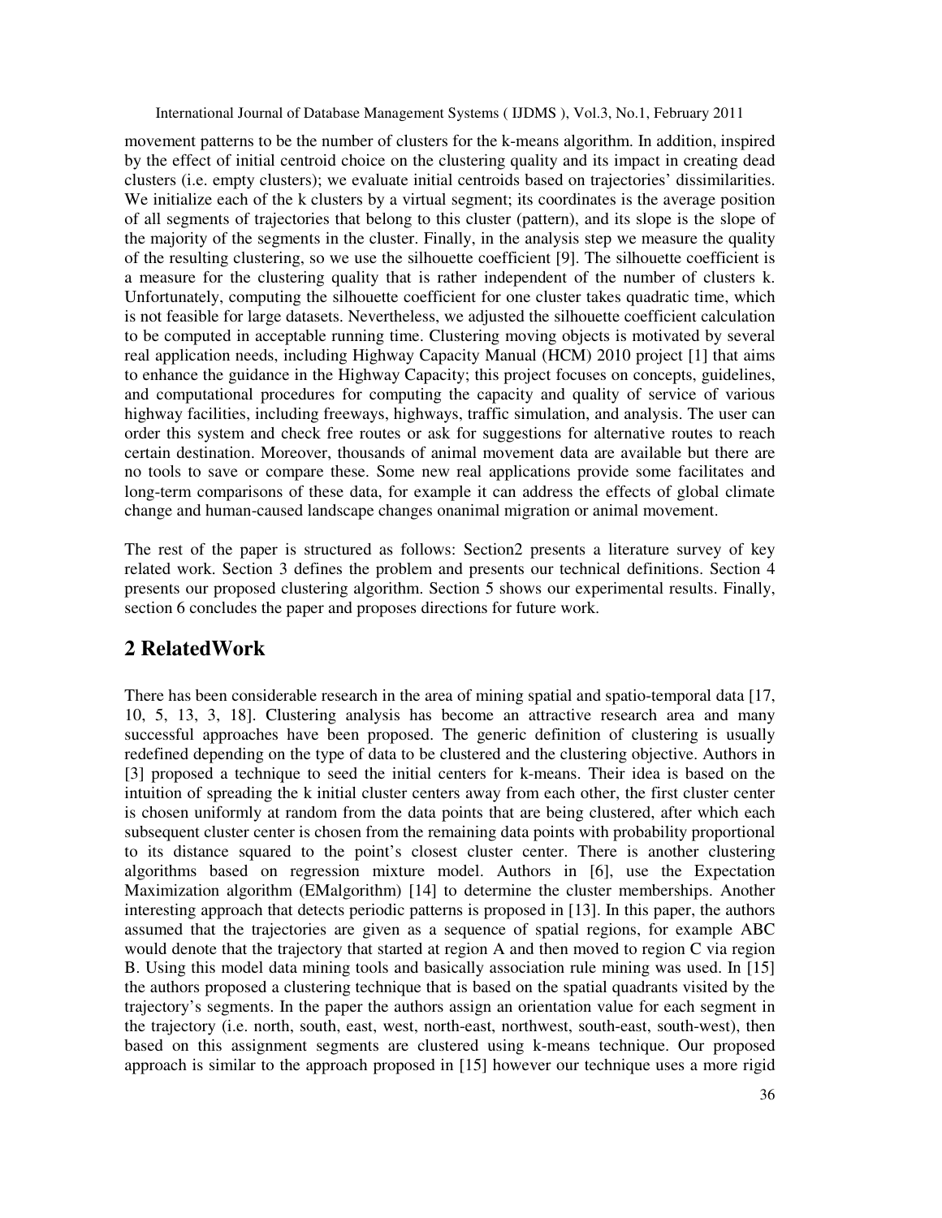movement patterns to be the number of clusters for the k-means algorithm. In addition, inspired by the effect of initial centroid choice on the clustering quality and its impact in creating dead clusters (i.e. empty clusters); we evaluate initial centroids based on trajectories' dissimilarities. We initialize each of the k clusters by a virtual segment; its coordinates is the average position of all segments of trajectories that belong to this cluster (pattern), and its slope is the slope of the majority of the segments in the cluster. Finally, in the analysis step we measure the quality of the resulting clustering, so we use the silhouette coefficient [9]. The silhouette coefficient is a measure for the clustering quality that is rather independent of the number of clusters k. Unfortunately, computing the silhouette coefficient for one cluster takes quadratic time, which is not feasible for large datasets. Nevertheless, we adjusted the silhouette coefficient calculation to be computed in acceptable running time. Clustering moving objects is motivated by several real application needs, including Highway Capacity Manual (HCM) 2010 project [1] that aims to enhance the guidance in the Highway Capacity; this project focuses on concepts, guidelines, and computational procedures for computing the capacity and quality of service of various highway facilities, including freeways, highways, traffic simulation, and analysis. The user can order this system and check free routes or ask for suggestions for alternative routes to reach certain destination. Moreover, thousands of animal movement data are available but there are no tools to save or compare these. Some new real applications provide some facilitates and long-term comparisons of these data, for example it can address the effects of global climate change and human-caused landscape changes onanimal migration or animal movement.

The rest of the paper is structured as follows: Section2 presents a literature survey of key related work. Section 3 defines the problem and presents our technical definitions. Section 4 presents our proposed clustering algorithm. Section 5 shows our experimental results. Finally, section 6 concludes the paper and proposes directions for future work.

## 2 RelatedWork

There has been considerable research in the area of mining spatial and spatio-temporal data [17, 10, 5, 13, 3, 18]. Clustering analysis has become an attractive research area and many successful approaches have been proposed. The generic definition of clustering is usually redefined depending on the type of data to be clustered and the clustering objective. Authors in [3] proposed a technique to seed the initial centers for k-means. Their idea is based on the intuition of spreading the k initial cluster centers away from each other, the first cluster center is chosen uniformly at random from the data points that are being clustered, after which each subsequent cluster center is chosen from the remaining data points with probability proportional to its distance squared to the point's closest cluster center. There is another clustering algorithms based on regression mixture model. Authors in [6], use the Expectation Maximization algorithm (EMalgorithm) [14] to determine the cluster memberships. Another interesting approach that detects periodic patterns is proposed in [13]. In this paper, the authors assumed that the trajectories are given as a sequence of spatial regions, for example ABC would denote that the trajectory that started at region A and then moved to region C via region B. Using this model data mining tools and basically association rule mining was used. In [15] the authors proposed a clustering technique that is based on the spatial quadrants visited by the trajectory's segments. In the paper the authors assign an orientation value for each segment in the trajectory (i.e. north, south, east, west, north-east, northwest, south-east, south-west), then based on this assignment segments are clustered using k-means technique. Our proposed approach is similar to the approach proposed in [15] however our technique uses a more rigid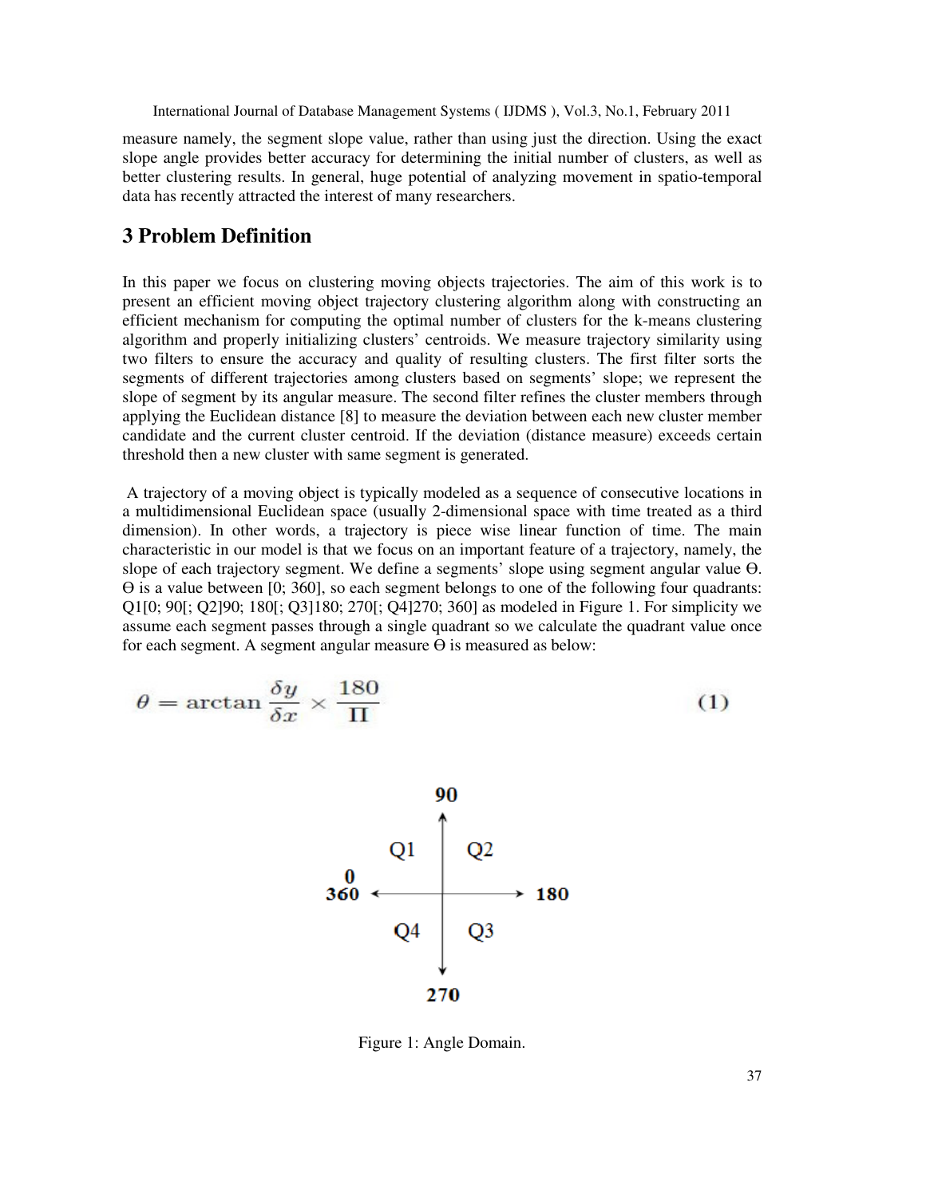measure namely, the segment slope value, rather than using just the direction. Using the exact slope angle provides better accuracy for determining the initial number of clusters, as well as better clustering results. In general, huge potential of analyzing movement in spatio-temporal data has recently attracted the interest of many researchers.

## 3 Problem Definition

In this paper we focus on clustering moving objects trajectories. The aim of this work is to present an efficient moving object trajectory clustering algorithm along with constructing an efficient mechanism for computing the optimal number of clusters for the k-means clustering algorithm and properly initializing clusters' centroids. We measure trajectory similarity using two filters to ensure the accuracy and quality of resulting clusters. The first filter sorts the segments of different trajectories among clusters based on segments' slope; we represent the slope of segment by its angular measure. The second filter refines the cluster members through applying the Euclidean distance [8] to measure the deviation between each new cluster member candidate and the current cluster centroid. If the deviation (distance measure) exceeds certain threshold then a new cluster with same segment is generated.

A trajectory of a moving object is typically modeled as a sequence of consecutive locations in a multidimensional Euclidean space (usually 2-dimensional space with time treated as a third dimension). In other words, a trajectory is piece wise linear function of time. The main characteristic in our model is that we focus on an important feature of a trajectory, namely, the slope of each trajectory segment. We define a segments' slope using segment angular value Θ. Θ is a value between [0; 360], so each segment belongs to one of the following four quadrants: Q1[0; 90[; Q2]90; 180[; Q3]180; 270[; Q4]270; 360] as modeled in Figure 1. For simplicity we assume each segment passes through a single quadrant so we calculate the quadrant value once for each segment. A segment angular measure Θ is measured as below:

$$\theta = \arctan \frac{\delta y}{\delta x} \times \frac{180}{\Pi} \tag{1}$$

Figure 1: Angle Domain.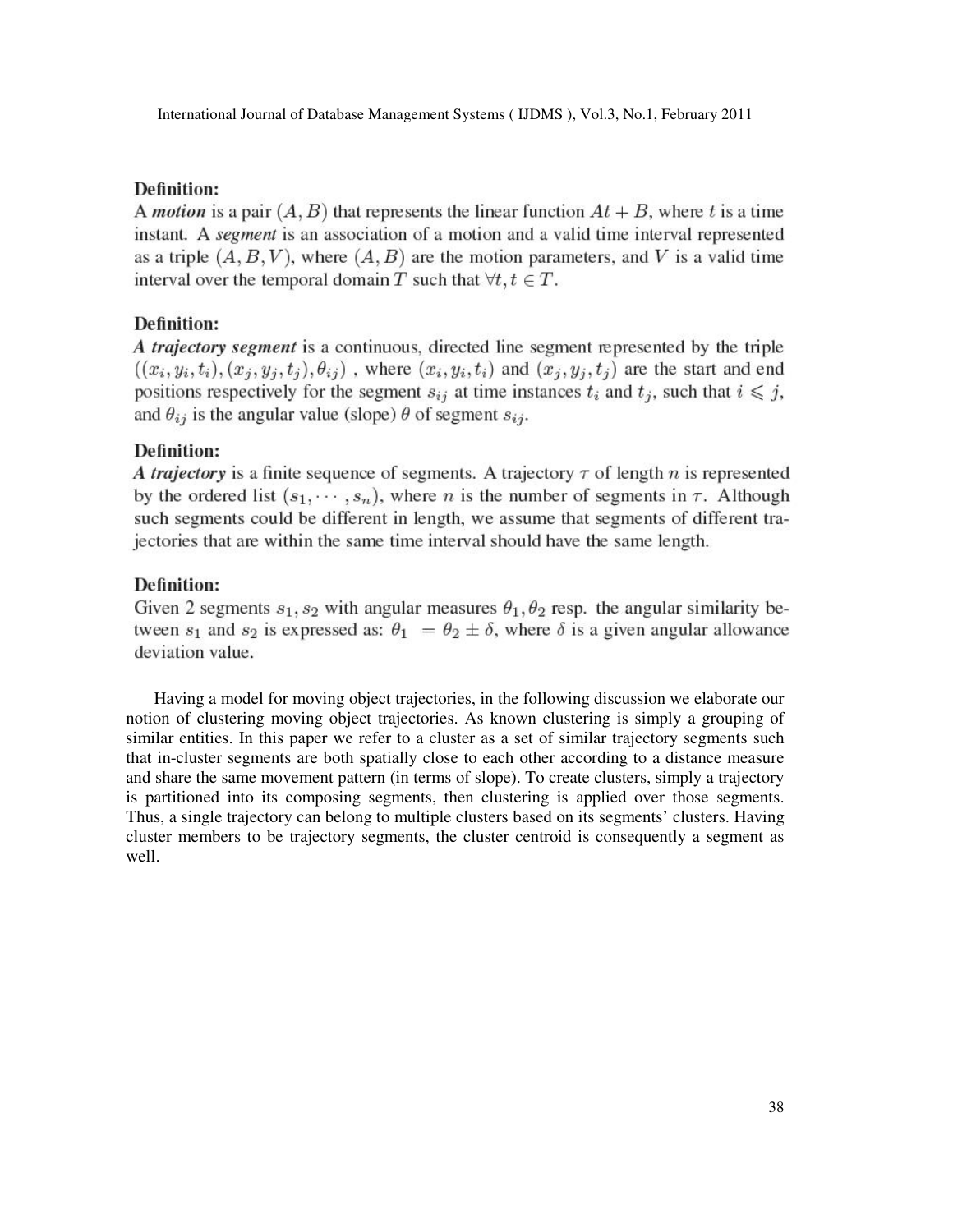#### Definition:

A ***motion*** is a pair $(A, B)$ that represents the linear function $At + B$, where $t$ is a time instant. A *segment* is an association of a motion and a valid time interval represented as a triple $(A, B, V)$, where $(A, B)$ are the motion parameters, and $V$ is a valid time interval over the temporal domain $T$ such that $\forall t, t \in T$.

#### Definition:

***A trajectory segment*** is a continuous, directed line segment represented by the triple $((x_i, y_i, t_i), (x_j, y_j, t_j), \theta_{ij})$ , where $(x_i, y_i, t_i)$ and $(x_j, y_j, t_j)$ are the start and end positions respectively for the segment $s_{ij}$ at time instances $t_i$ and $t_j$, such that $i \leqslant j$, and $\theta_{ij}$ is the angular value (slope) $\theta$ of segment $s_{ij}$.

#### Definition:

***A trajectory*** is a finite sequence of segments. A trajectory $\tau$ of length $n$ is represented by the ordered list $(s_1, \cdots, s_n)$, where $n$ is the number of segments in $\tau$. Although such segments could be different in length, we assume that segments of different trajectories that are within the same time interval should have the same length.

#### Definition:

Given 2 segments $s_1, s_2$ with angular measures $\theta_1, \theta_2$ resp. the angular similarity between $s_1$ and $s_2$ is expressed as: $\theta_1 = \theta_2 \pm \delta$, where $\delta$ is a given angular allowance deviation value.

Having a model for moving object trajectories, in the following discussion we elaborate our notion of clustering moving object trajectories. As known clustering is simply a grouping of similar entities. In this paper we refer to a cluster as a set of similar trajectory segments such that in-cluster segments are both spatially close to each other according to a distance measure and share the same movement pattern (in terms of slope). To create clusters, simply a trajectory is partitioned into its composing segments, then clustering is applied over those segments. Thus, a single trajectory can belong to multiple clusters based on its segments' clusters. Having cluster members to be trajectory segments, the cluster centroid is consequently a segment as well.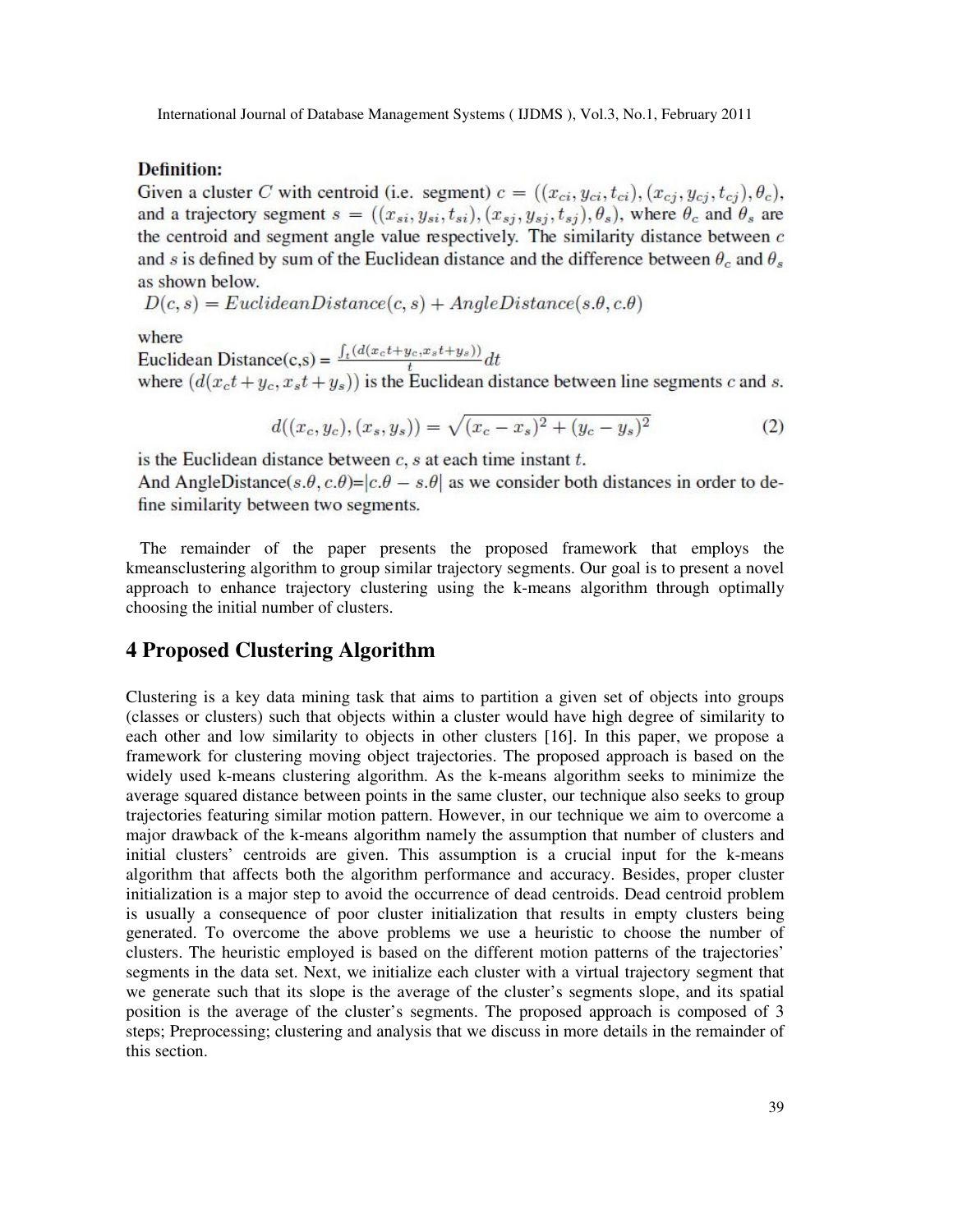**Definition:**

Given a cluster $C$ with centroid (i.e. segment) $c = ((x_{ci}, y_{ci}, t_{ci}), (x_{cj}, y_{cj}, t_{cj}), \theta_c)$, and a trajectory segment $s = ((x_{si}, y_{si}, t_{si}), (x_{sj}, y_{sj}, t_{sj}), \theta_s)$, where $\theta_c$ and $\theta_s$ are the centroid and segment angle value respectively. The similarity distance between $c$ and $s$ is defined by sum of the Euclidean distance and the difference between $\theta_c$ and $\theta_s$ as shown below.

$D(c, s) = EuclideanDistance(c, s) + AngleDistance(s.\theta, c.\theta)$

where

Euclidean Distance(c,s) = $\frac{\int_t (d(x_c t + y_c, x_s t + y_s))}{t} dt$

where $(d(x_c t + y_c, x_s t + y_s))$ is the Euclidean distance between line segments $c$ and $s$.

$$d((x_c, y_c), (x_s, y_s)) = \sqrt{(x_c - x_s)^2 + (y_c - y_s)^2} \quad (2)$$

is the Euclidean distance between $c$, $s$ at each time instant $t$.

And AngleDistance($s.\theta, c.\theta$)=$|c.\theta - s.\theta|$ as we consider both distances in order to define similarity between two segments.

The remainder of the paper presents the proposed framework that employs the kmeansclustering algorithm to group similar trajectory segments. Our goal is to present a novel approach to enhance trajectory clustering using the k-means algorithm through optimally choosing the initial number of clusters.

## 4 Proposed Clustering Algorithm

Clustering is a key data mining task that aims to partition a given set of objects into groups (classes or clusters) such that objects within a cluster would have high degree of similarity to each other and low similarity to objects in other clusters [16]. In this paper, we propose a framework for clustering moving object trajectories. The proposed approach is based on the widely used k-means clustering algorithm. As the k-means algorithm seeks to minimize the average squared distance between points in the same cluster, our technique also seeks to group trajectories featuring similar motion pattern. However, in our technique we aim to overcome a major drawback of the k-means algorithm namely the assumption that number of clusters and initial clusters' centroids are given. This assumption is a crucial input for the k-means algorithm that affects both the algorithm performance and accuracy. Besides, proper cluster initialization is a major step to avoid the occurrence of dead centroids. Dead centroid problem is usually a consequence of poor cluster initialization that results in empty clusters being generated. To overcome the above problems we use a heuristic to choose the number of clusters. The heuristic employed is based on the different motion patterns of the trajectories' segments in the data set. Next, we initialize each cluster with a virtual trajectory segment that we generate such that its slope is the average of the cluster's segments slope, and its spatial position is the average of the cluster's segments. The proposed approach is composed of 3 steps; Preprocessing; clustering and analysis that we discuss in more details in the remainder of this section.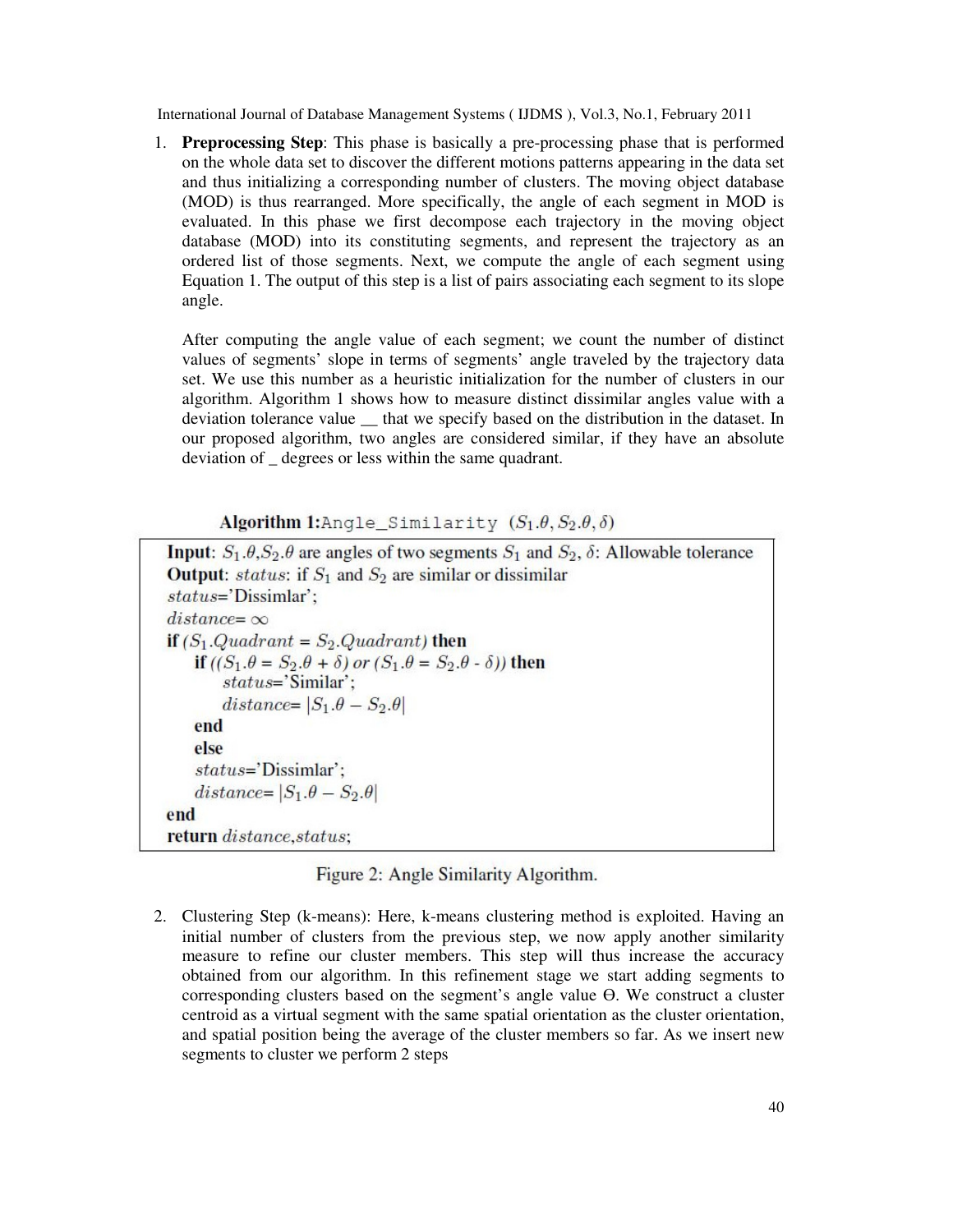1. **Preprocessing Step**: This phase is basically a pre-processing phase that is performed on the whole data set to discover the different motions patterns appearing in the data set and thus initializing a corresponding number of clusters. The moving object database (MOD) is thus rearranged. More specifically, the angle of each segment in MOD is evaluated. In this phase we first decompose each trajectory in the moving object database (MOD) into its constituting segments, and represent the trajectory as an ordered list of those segments. Next, we compute the angle of each segment using Equation 1. The output of this step is a list of pairs associating each segment to its slope angle.

   After computing the angle value of each segment; we count the number of distinct values of segments' slope in terms of segments' angle traveled by the trajectory data set. We use this number as a heuristic initialization for the number of clusters in our algorithm. Algorithm 1 shows how to measure distinct dissimilar angles value with a deviation tolerance value __ that we specify based on the distribution in the dataset. In our proposed algorithm, two angles are considered similar, if they have an absolute deviation of _ degrees or less within the same quadrant.

**Algorithm 1:** `Angle_Similarity` $(S_1.\theta, S_2.\theta, \delta)$

```
Input: S1.θ, S2.θ are angles of two segments S1 and S2, δ: Allowable tolerance
Output: status: if S1 and S2 are similar or dissimilar
status='Dissimlar';
distance= ∞
if (S1.Quadrant = S2.Quadrant) then
    if ((S1.θ = S2.θ + δ) or (S1.θ = S2.θ - δ)) then
        status='Similar';
        distance= |S1.θ − S2.θ|
    end
    else
    status='Dissimlar';
    distance= |S1.θ − S2.θ|
end
return distance,status;
```

Figure 2: Angle Similarity Algorithm.

2. Clustering Step (k-means): Here, k-means clustering method is exploited. Having an initial number of clusters from the previous step, we now apply another similarity measure to refine our cluster members. This step will thus increase the accuracy obtained from our algorithm. In this refinement stage we start adding segments to corresponding clusters based on the segment's angle value Θ. We construct a cluster centroid as a virtual segment with the same spatial orientation as the cluster orientation, and spatial position being the average of the cluster members so far. As we insert new segments to cluster we perform 2 steps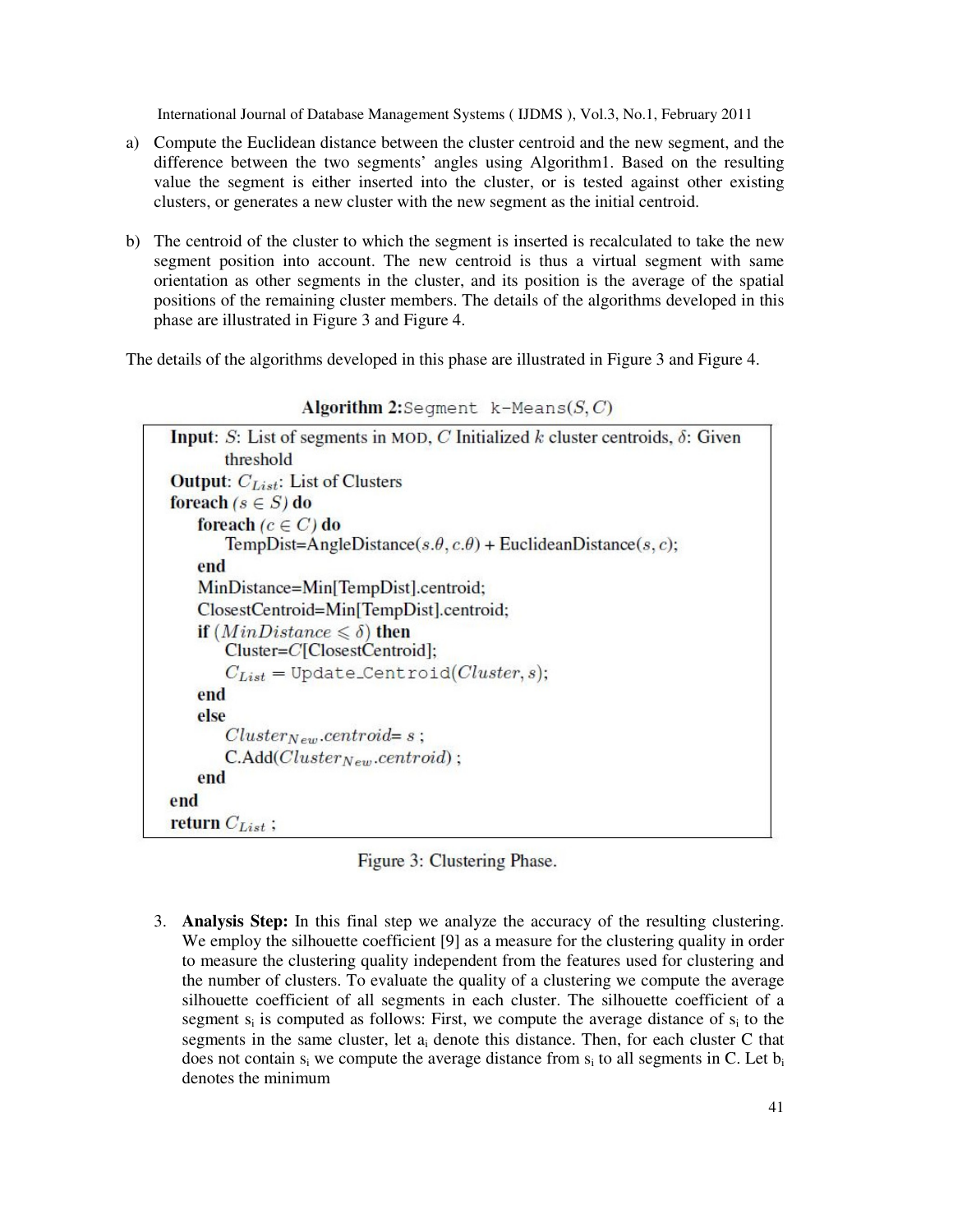a) Compute the Euclidean distance between the cluster centroid and the new segment, and the difference between the two segments' angles using Algorithm1. Based on the resulting value the segment is either inserted into the cluster, or is tested against other existing clusters, or generates a new cluster with the new segment as the initial centroid.

b) The centroid of the cluster to which the segment is inserted is recalculated to take the new segment position into account. The new centroid is thus a virtual segment with same orientation as other segments in the cluster, and its position is the average of the spatial positions of the remaining cluster members. The details of the algorithms developed in this phase are illustrated in Figure 3 and Figure 4.

The details of the algorithms developed in this phase are illustrated in Figure 3 and Figure 4.

**Algorithm 2:** `Segment k-Means(S, C)`

```
Input: S: List of segments in MOD, C Initialized k cluster centroids, δ: Given
       threshold
Output: C_List: List of Clusters
foreach (s ∈ S) do
    foreach (c ∈ C) do
        TempDist=AngleDistance(s.θ, c.θ) + EuclideanDistance(s, c);
    end
    MinDistance=Min[TempDist].centroid;
    ClosestCentroid=Min[TempDist].centroid;
    if (MinDistance ⩽ δ) then
        Cluster=C[ClosestCentroid];
        C_List = Update_Centroid(Cluster, s);
    end
    else
        Cluster_New.centroid= s ;
        C.Add(Cluster_New.centroid) ;
    end
end
return C_List ;
```

Figure 3: Clustering Phase.

3. **Analysis Step:** In this final step we analyze the accuracy of the resulting clustering. We employ the silhouette coefficient [9] as a measure for the clustering quality in order to measure the clustering quality independent from the features used for clustering and the number of clusters. To evaluate the quality of a clustering we compute the average silhouette coefficient of all segments in each cluster. The silhouette coefficient of a segment $s_i$ is computed as follows: First, we compute the average distance of $s_i$ to the segments in the same cluster, let $a_i$ denote this distance. Then, for each cluster C that does not contain $s_i$ we compute the average distance from $s_i$ to all segments in C. Let $b_i$ denotes the minimum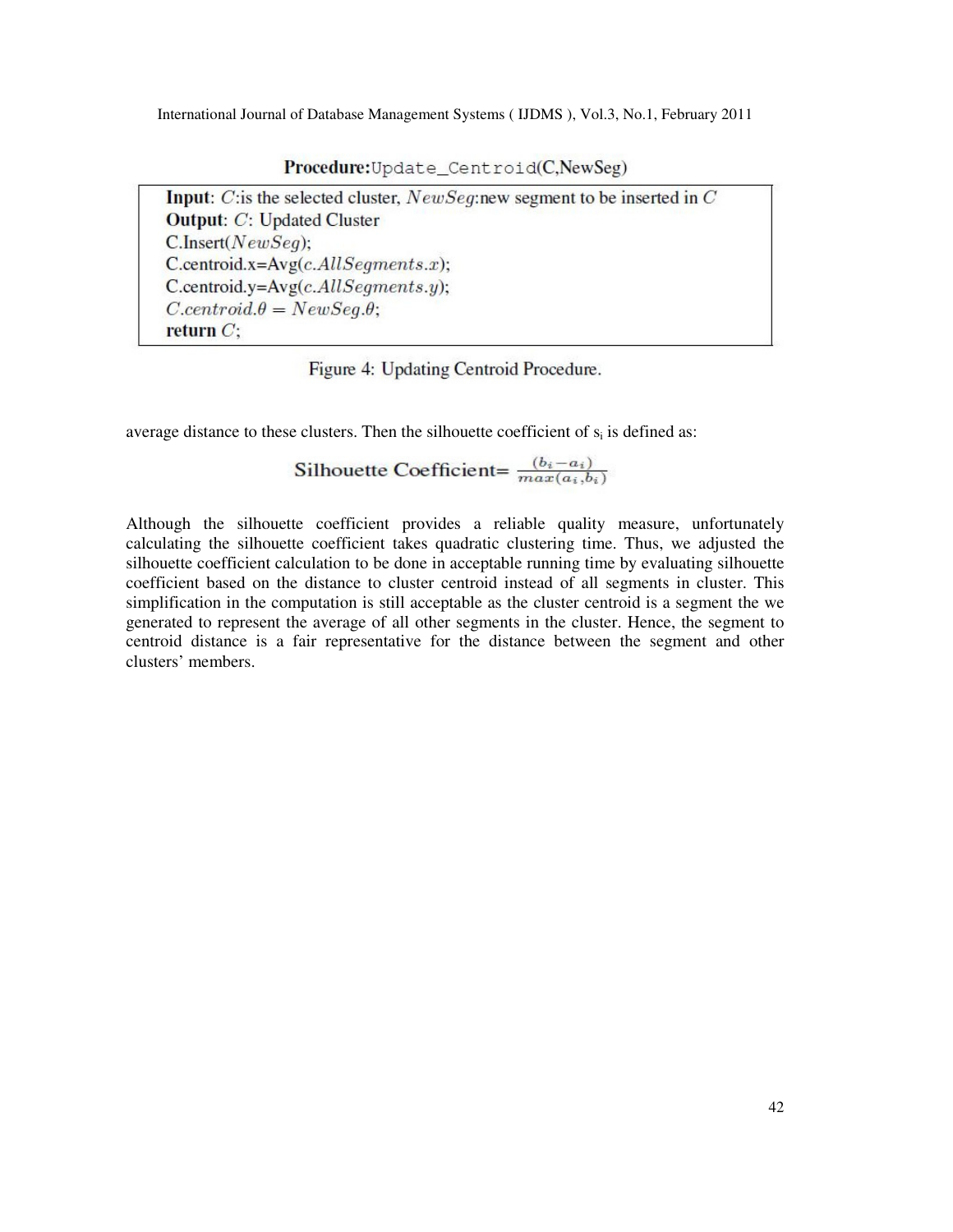**Procedure:**`Update_Centroid`(C,NewSeg)

```
Input: C:is the selected cluster, NewSeg:new segment to be inserted in C
Output: C: Updated Cluster
C.Insert(NewSeg);
C.centroid.x=Avg(c.AllSegments.x);
C.centroid.y=Avg(c.AllSegments.y);
C.centroid.θ = NewSeg.θ;
return C;
```

Figure 4: Updating Centroid Procedure.

average distance to these clusters. Then the silhouette coefficient of $s_i$ is defined as:

$$\text{Silhouette Coefficient} = \frac{(b_i - a_i)}{max(a_i, b_i)}$$

Although the silhouette coefficient provides a reliable quality measure, unfortunately calculating the silhouette coefficient takes quadratic clustering time. Thus, we adjusted the silhouette coefficient calculation to be done in acceptable running time by evaluating silhouette coefficient based on the distance to cluster centroid instead of all segments in cluster. This simplification in the computation is still acceptable as the cluster centroid is a segment the we generated to represent the average of all other segments in the cluster. Hence, the segment to centroid distance is a fair representative for the distance between the segment and other clusters' members.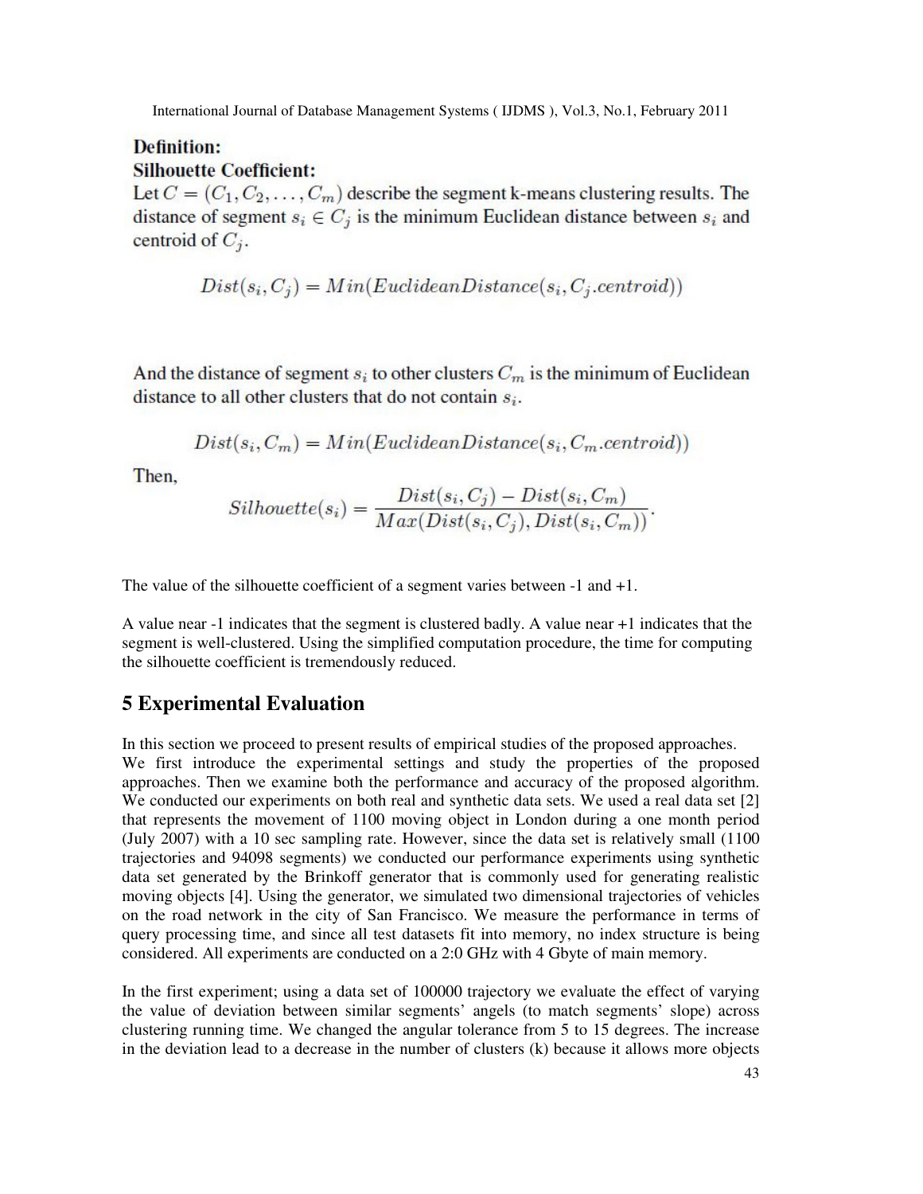**Definition:**

**Silhouette Coefficient:**

Let $C = (C_1, C_2, \ldots, C_m)$ describe the segment k-means clustering results. The distance of segment $s_i \in C_j$ is the minimum Euclidean distance between $s_i$ and centroid of $C_j$.

$$Dist(s_i, C_j) = Min(EuclideanDistance(s_i, C_j.centroid))$$

And the distance of segment $s_i$ to other clusters $C_m$ is the minimum of Euclidean distance to all other clusters that do not contain $s_i$.

$$Dist(s_i, C_m) = Min(EuclideanDistance(s_i, C_m.centroid))$$

Then,

$$Silhouette(s_i) = \frac{Dist(s_i, C_j) - Dist(s_i, C_m)}{Max(Dist(s_i, C_j), Dist(s_i, C_m))}.$$

The value of the silhouette coefficient of a segment varies between -1 and +1.

A value near -1 indicates that the segment is clustered badly. A value near +1 indicates that the segment is well-clustered. Using the simplified computation procedure, the time for computing the silhouette coefficient is tremendously reduced.

## 5 Experimental Evaluation

In this section we proceed to present results of empirical studies of the proposed approaches. We first introduce the experimental settings and study the properties of the proposed approaches. Then we examine both the performance and accuracy of the proposed algorithm. We conducted our experiments on both real and synthetic data sets. We used a real data set [2] that represents the movement of 1100 moving object in London during a one month period (July 2007) with a 10 sec sampling rate. However, since the data set is relatively small (1100 trajectories and 94098 segments) we conducted our performance experiments using synthetic data set generated by the Brinkoff generator that is commonly used for generating realistic moving objects [4]. Using the generator, we simulated two dimensional trajectories of vehicles on the road network in the city of San Francisco. We measure the performance in terms of query processing time, and since all test datasets fit into memory, no index structure is being considered. All experiments are conducted on a 2:0 GHz with 4 Gbyte of main memory.

In the first experiment; using a data set of 100000 trajectory we evaluate the effect of varying the value of deviation between similar segments' angels (to match segments' slope) across clustering running time. We changed the angular tolerance from 5 to 15 degrees. The increase in the deviation lead to a decrease in the number of clusters (k) because it allows more objects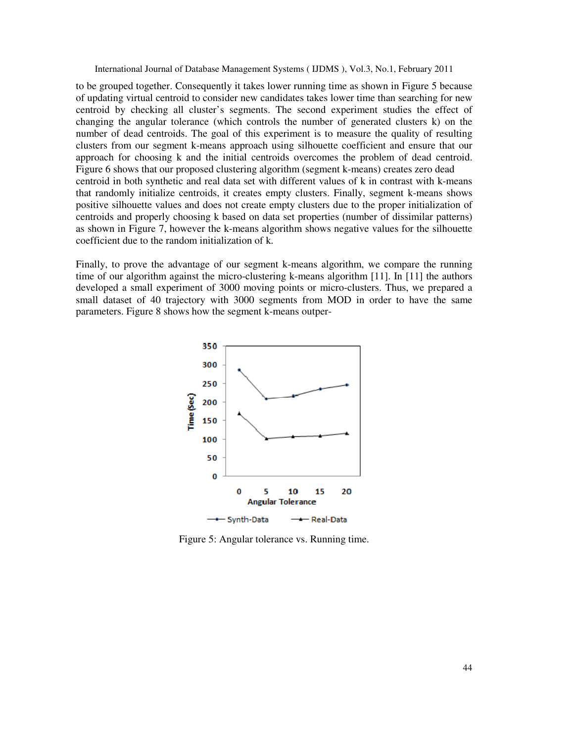to be grouped together. Consequently it takes lower running time as shown in Figure 5 because of updating virtual centroid to consider new candidates takes lower time than searching for new centroid by checking all cluster's segments. The second experiment studies the effect of changing the angular tolerance (which controls the number of generated clusters k) on the number of dead centroids. The goal of this experiment is to measure the quality of resulting clusters from our segment k-means approach using silhouette coefficient and ensure that our approach for choosing k and the initial centroids overcomes the problem of dead centroid. Figure 6 shows that our proposed clustering algorithm (segment k-means) creates zero dead centroid in both synthetic and real data set with different values of k in contrast with k-means that randomly initialize centroids, it creates empty clusters. Finally, segment k-means shows positive silhouette values and does not create empty clusters due to the proper initialization of centroids and properly choosing k based on data set properties (number of dissimilar patterns) as shown in Figure 7, however the k-means algorithm shows negative values for the silhouette coefficient due to the random initialization of k.

Finally, to prove the advantage of our segment k-means algorithm, we compare the running time of our algorithm against the micro-clustering k-means algorithm [11]. In [11] the authors developed a small experiment of 3000 moving points or micro-clusters. Thus, we prepared a small dataset of 40 trajectory with 3000 segments from MOD in order to have the same parameters. Figure 8 shows how the segment k-means outper-

Figure 5: Angular tolerance vs. Running time.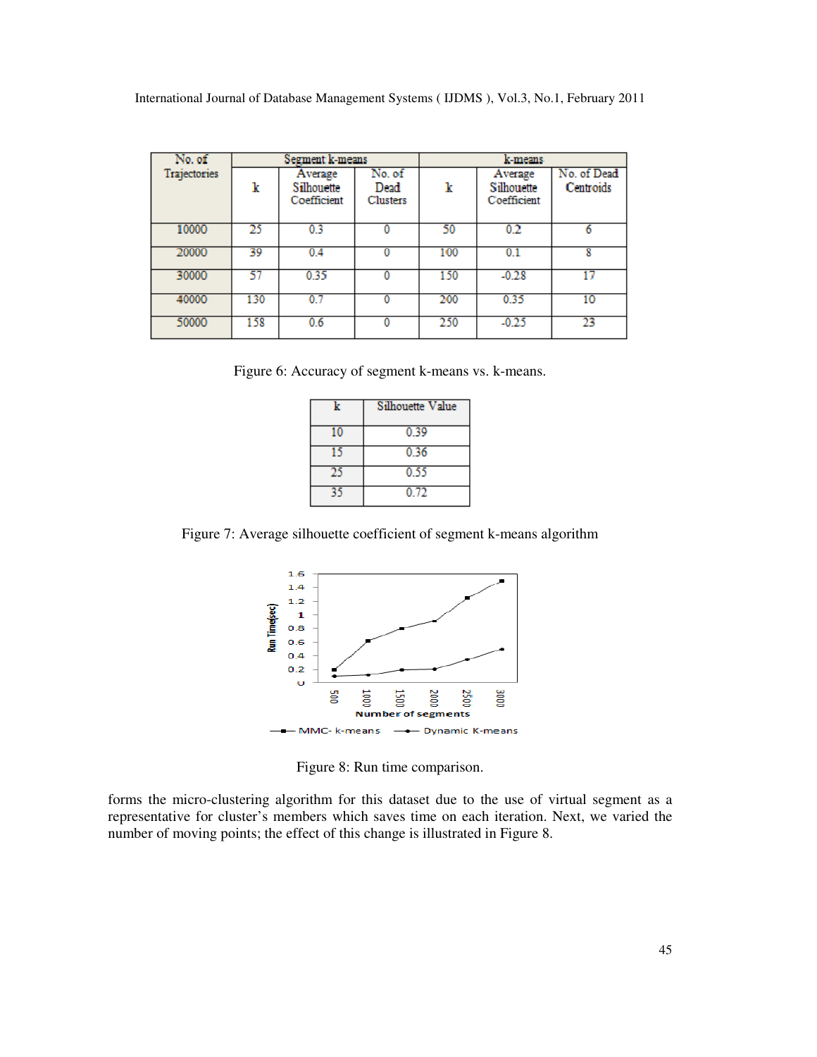| No. of Trajectories | Segment k-means | | | k-means | | |
|---|---|---|---|---|---|---|
| | k | Average Silhouette Coefficient | No. of Dead Clusters | k | Average Silhouette Coefficient | No. of Dead Centroids |
| 10000 | 25 | 0.3 | 0 | 50 | 0.2 | 6 |
| 20000 | 39 | 0.4 | 0 | 100 | 0.1 | 8 |
| 30000 | 57 | 0.35 | 0 | 150 | -0.28 | 17 |
| 40000 | 130 | 0.7 | 0 | 200 | 0.35 | 10 |
| 50000 | 158 | 0.6 | 0 | 250 | -0.25 | 23 |

Figure 6: Accuracy of segment k-means vs. k-means.

| k | Silhouette Value |
|---|---|
| 10 | 0.39 |
| 15 | 0.36 |
| 25 | 0.55 |
| 35 | 0.72 |

Figure 7: Average silhouette coefficient of segment k-means algorithm

Figure 8: Run time comparison.

forms the micro-clustering algorithm for this dataset due to the use of virtual segment as a representative for cluster's members which saves time on each iteration. Next, we varied the number of moving points; the effect of this change is illustrated in Figure 8.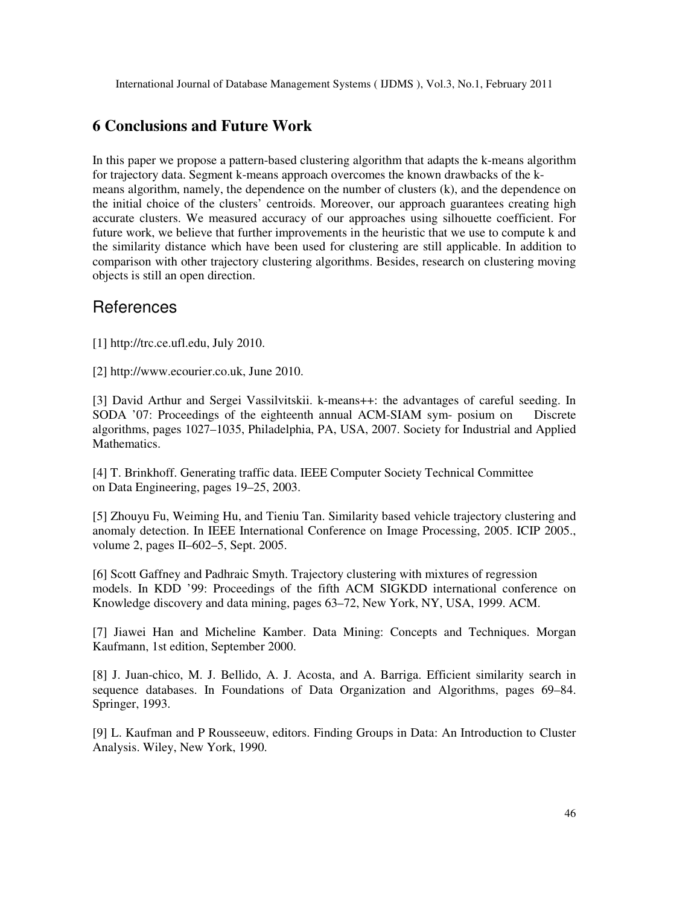## 6 Conclusions and Future Work

In this paper we propose a pattern-based clustering algorithm that adapts the k-means algorithm for trajectory data. Segment k-means approach overcomes the known drawbacks of the k-means algorithm, namely, the dependence on the number of clusters (k), and the dependence on the initial choice of the clusters' centroids. Moreover, our approach guarantees creating high accurate clusters. We measured accuracy of our approaches using silhouette coefficient. For future work, we believe that further improvements in the heuristic that we use to compute k and the similarity distance which have been used for clustering are still applicable. In addition to comparison with other trajectory clustering algorithms. Besides, research on clustering moving objects is still an open direction.

## References

[1] http://trc.ce.ufl.edu, July 2010.

[2] http://www.ecourier.co.uk, June 2010.

[3] David Arthur and Sergei Vassilvitskii. k-means++: the advantages of careful seeding. In SODA '07: Proceedings of the eighteenth annual ACM-SIAM sym- posium on Discrete algorithms, pages 1027–1035, Philadelphia, PA, USA, 2007. Society for Industrial and Applied Mathematics.

[4] T. Brinkhoff. Generating traffic data. IEEE Computer Society Technical Committee on Data Engineering, pages 19–25, 2003.

[5] Zhouyu Fu, Weiming Hu, and Tieniu Tan. Similarity based vehicle trajectory clustering and anomaly detection. In IEEE International Conference on Image Processing, 2005. ICIP 2005., volume 2, pages II–602–5, Sept. 2005.

[6] Scott Gaffney and Padhraic Smyth. Trajectory clustering with mixtures of regression models. In KDD '99: Proceedings of the fifth ACM SIGKDD international conference on Knowledge discovery and data mining, pages 63–72, New York, NY, USA, 1999. ACM.

[7] Jiawei Han and Micheline Kamber. Data Mining: Concepts and Techniques. Morgan Kaufmann, 1st edition, September 2000.

[8] J. Juan-chico, M. J. Bellido, A. J. Acosta, and A. Barriga. Efficient similarity search in sequence databases. In Foundations of Data Organization and Algorithms, pages 69–84. Springer, 1993.

[9] L. Kaufman and P Rousseeuw, editors. Finding Groups in Data: An Introduction to Cluster Analysis. Wiley, New York, 1990.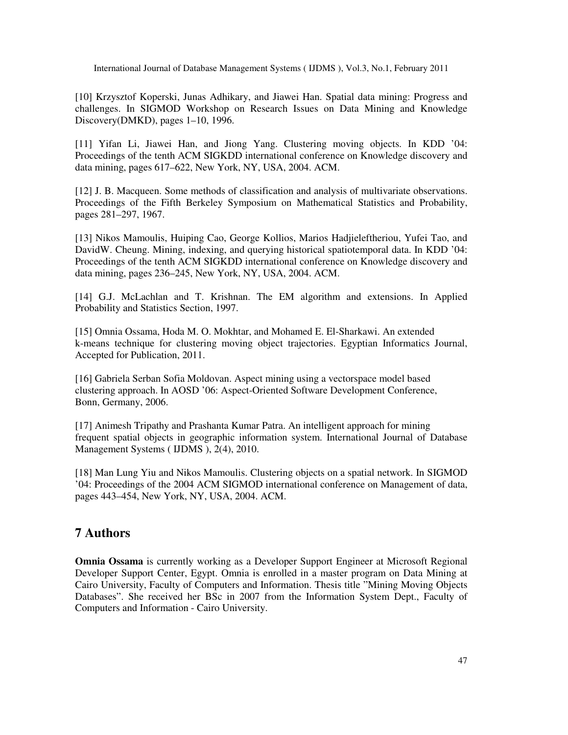[10] Krzysztof Koperski, Junas Adhikary, and Jiawei Han. Spatial data mining: Progress and challenges. In SIGMOD Workshop on Research Issues on Data Mining and Knowledge Discovery(DMKD), pages 1–10, 1996.

[11] Yifan Li, Jiawei Han, and Jiong Yang. Clustering moving objects. In KDD '04: Proceedings of the tenth ACM SIGKDD international conference on Knowledge discovery and data mining, pages 617–622, New York, NY, USA, 2004. ACM.

[12] J. B. Macqueen. Some methods of classification and analysis of multivariate observations. Proceedings of the Fifth Berkeley Symposium on Mathematical Statistics and Probability, pages 281–297, 1967.

[13] Nikos Mamoulis, Huiping Cao, George Kollios, Marios Hadjieleftheriou, Yufei Tao, and DavidW. Cheung. Mining, indexing, and querying historical spatiotemporal data. In KDD '04: Proceedings of the tenth ACM SIGKDD international conference on Knowledge discovery and data mining, pages 236–245, New York, NY, USA, 2004. ACM.

[14] G.J. McLachlan and T. Krishnan. The EM algorithm and extensions. In Applied Probability and Statistics Section, 1997.

[15] Omnia Ossama, Hoda M. O. Mokhtar, and Mohamed E. El-Sharkawi. An extended k-means technique for clustering moving object trajectories. Egyptian Informatics Journal, Accepted for Publication, 2011.

[16] Gabriela Serban Sofia Moldovan. Aspect mining using a vectorspace model based clustering approach. In AOSD '06: Aspect-Oriented Software Development Conference, Bonn, Germany, 2006.

[17] Animesh Tripathy and Prashanta Kumar Patra. An intelligent approach for mining frequent spatial objects in geographic information system. International Journal of Database Management Systems ( IJDMS ), 2(4), 2010.

[18] Man Lung Yiu and Nikos Mamoulis. Clustering objects on a spatial network. In SIGMOD '04: Proceedings of the 2004 ACM SIGMOD international conference on Management of data, pages 443–454, New York, NY, USA, 2004. ACM.

## 7 Authors

**Omnia Ossama** is currently working as a Developer Support Engineer at Microsoft Regional Developer Support Center, Egypt. Omnia is enrolled in a master program on Data Mining at Cairo University, Faculty of Computers and Information. Thesis title "Mining Moving Objects Databases". She received her BSc in 2007 from the Information System Dept., Faculty of Computers and Information - Cairo University.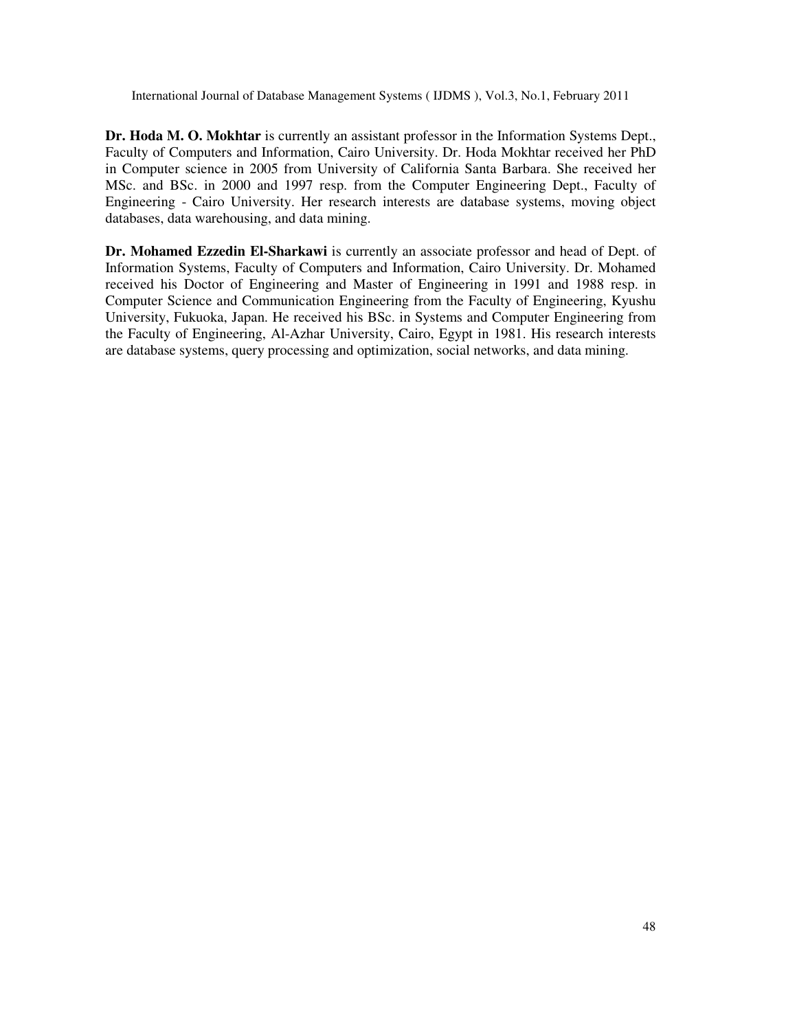**Dr. Hoda M. O. Mokhtar** is currently an assistant professor in the Information Systems Dept., Faculty of Computers and Information, Cairo University. Dr. Hoda Mokhtar received her PhD in Computer science in 2005 from University of California Santa Barbara. She received her MSc. and BSc. in 2000 and 1997 resp. from the Computer Engineering Dept., Faculty of Engineering - Cairo University. Her research interests are database systems, moving object databases, data warehousing, and data mining.

**Dr. Mohamed Ezzedin El-Sharkawi** is currently an associate professor and head of Dept. of Information Systems, Faculty of Computers and Information, Cairo University. Dr. Mohamed received his Doctor of Engineering and Master of Engineering in 1991 and 1988 resp. in Computer Science and Communication Engineering from the Faculty of Engineering, Kyushu University, Fukuoka, Japan. He received his BSc. in Systems and Computer Engineering from the Faculty of Engineering, Al-Azhar University, Cairo, Egypt in 1981. His research interests are database systems, query processing and optimization, social networks, and data mining.